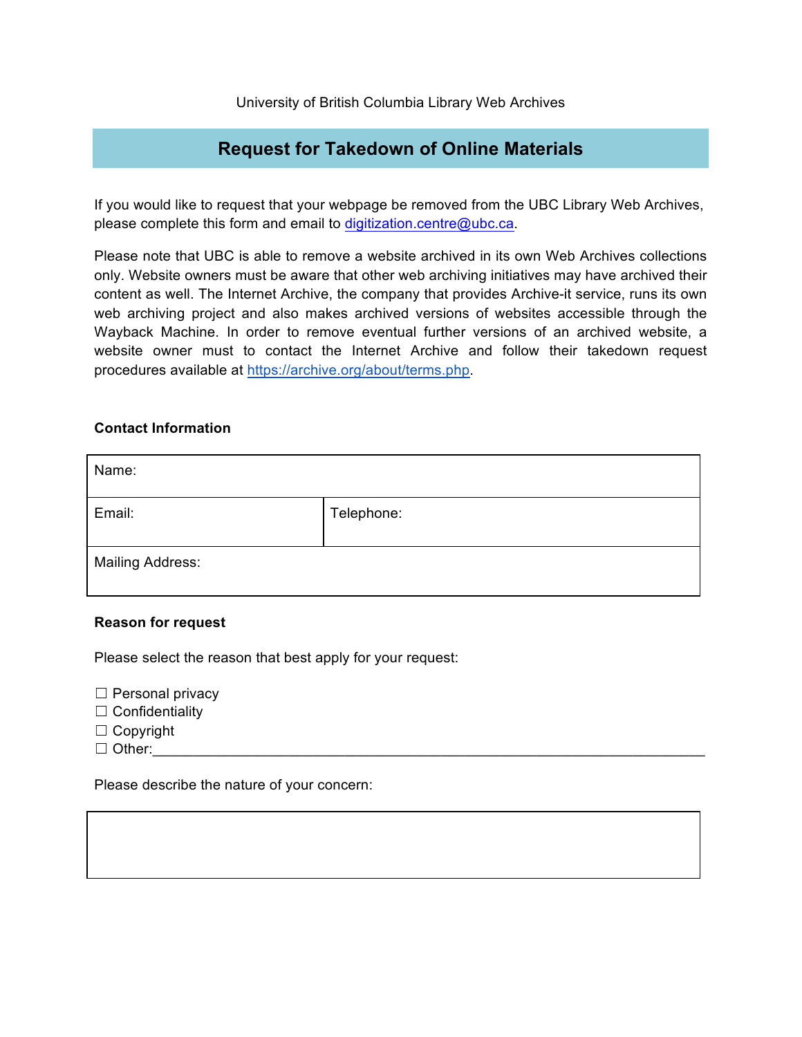University of British Columbia Library Web Archives

# Request for Takedown of Online Materials

If you would like to request that your webpage be removed from the UBC Library Web Archives, please complete this form and email to [digitization.centre@ubc.ca](mailto:digitization.centre@ubc.ca).

Please note that UBC is able to remove a website archived in its own Web Archives collections only. Website owners must be aware that other web archiving initiatives may have archived their content as well. The Internet Archive, the company that provides Archive-it service, runs its own web archiving project and also makes archived versions of websites accessible through the Wayback Machine. In order to remove eventual further versions of an archived website, a website owner must to contact the Internet Archive and follow their takedown request procedures available at [https://archive.org/about/terms.php](https://archive.org/about/terms.php).

**Contact Information**

| Name: | |
|---|---|
| Email: | Telephone: |
| Mailing Address: | |

**Reason for request**

Please select the reason that best apply for your request:

☐ Personal privacy
☐ Confidentiality
☐ Copyright
☐ Other:______________________________________________________________________

Please describe the nature of your concern:

| |
|---|
| |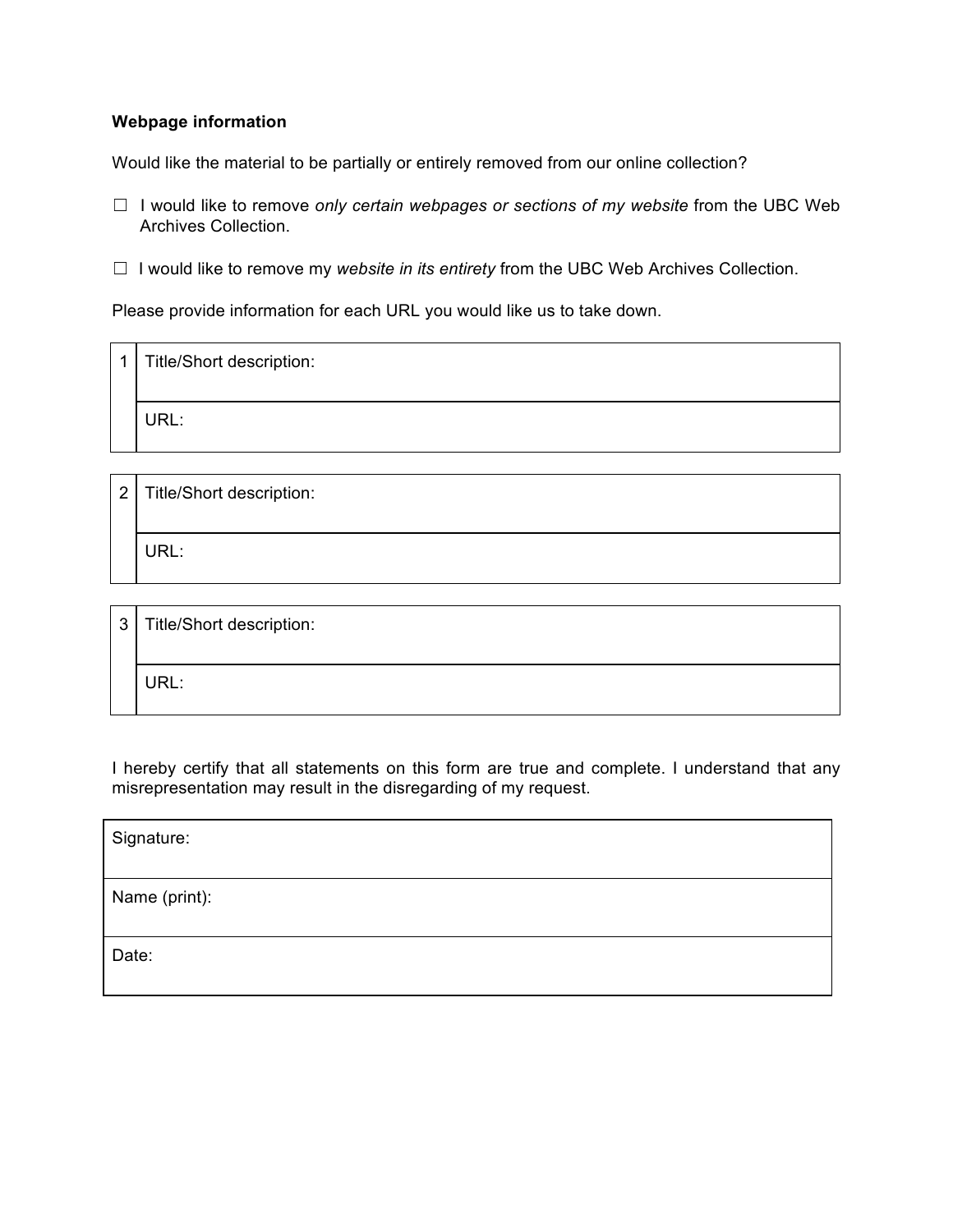**Webpage information**

Would like the material to be partially or entirely removed from our online collection?

☐ I would like to remove *only certain webpages or sections of my website* from the UBC Web Archives Collection.

☐ I would like to remove my *website in its entirety* from the UBC Web Archives Collection.

Please provide information for each URL you would like us to take down.

| | |
|---|---|
| 1 | Title/Short description: |
| | URL: |

| | |
|---|---|
| 2 | Title/Short description: |
| | URL: |

| | |
|---|---|
| 3 | Title/Short description: |
| | URL: |

I hereby certify that all statements on this form are true and complete. I understand that any misrepresentation may result in the disregarding of my request.

| |
|---|
| Signature: |
| Name (print): |
| Date: |